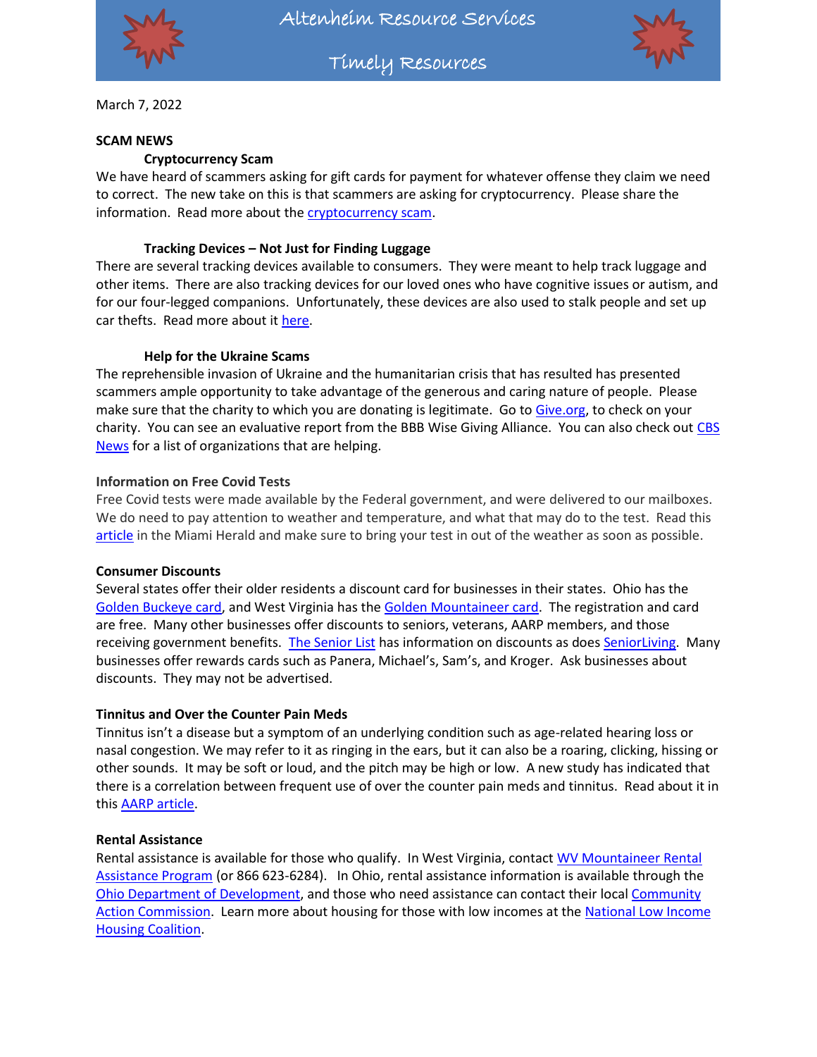# Altenheim Resource Services

## Timely Resources

March 7, 2022

## SCAM NEWS

### Cryptocurrency Scam

We have heard of scammers asking for gift cards for payment for whatever offense they claim we need to correct. The new take on this is that scammers are asking for cryptocurrency. Please share the information. Read more about the cryptocurrency scam.

### Tracking Devices – Not Just for Finding Luggage

There are several tracking devices available to consumers. They were meant to help track luggage and other items. There are also tracking devices for our loved ones who have cognitive issues or autism, and for our four-legged companions. Unfortunately, these devices are also used to stalk people and set up car thefts. Read more about it here.

### Help for the Ukraine Scams

The reprehensible invasion of Ukraine and the humanitarian crisis that has resulted has presented scammers ample opportunity to take advantage of the generous and caring nature of people. Please make sure that the charity to which you are donating is legitimate. Go to Give.org, to check on your charity. You can see an evaluative report from the BBB Wise Giving Alliance. You can also check out CBS News for a list of organizations that are helping.

## Information on Free Covid Tests

Free Covid tests were made available by the Federal government, and were delivered to our mailboxes. We do need to pay attention to weather and temperature, and what that may do to the test. Read this article in the Miami Herald and make sure to bring your test in out of the weather as soon as possible.

## Consumer Discounts

Several states offer their older residents a discount card for businesses in their states. Ohio has the Golden Buckeye card, and West Virginia has the Golden Mountaineer card. The registration and card are free. Many other businesses offer discounts to seniors, veterans, AARP members, and those receiving government benefits. The Senior List has information on discounts as does SeniorLiving. Many businesses offer rewards cards such as Panera, Michael's, Sam's, and Kroger. Ask businesses about discounts. They may not be advertised.

## Tinnitus and Over the Counter Pain Meds

Tinnitus isn't a disease but a symptom of an underlying condition such as age-related hearing loss or nasal congestion. We may refer to it as ringing in the ears, but it can also be a roaring, clicking, hissing or other sounds. It may be soft or loud, and the pitch may be high or low. A new study has indicated that there is a correlation between frequent use of over the counter pain meds and tinnitus. Read about it in this AARP article.

## Rental Assistance

Rental assistance is available for those who qualify. In West Virginia, contact WV Mountaineer Rental Assistance Program (or 866 623-6284). In Ohio, rental assistance information is available through the Ohio Department of Development, and those who need assistance can contact their local Community Action Commission. Learn more about housing for those with low incomes at the National Low Income Housing Coalition.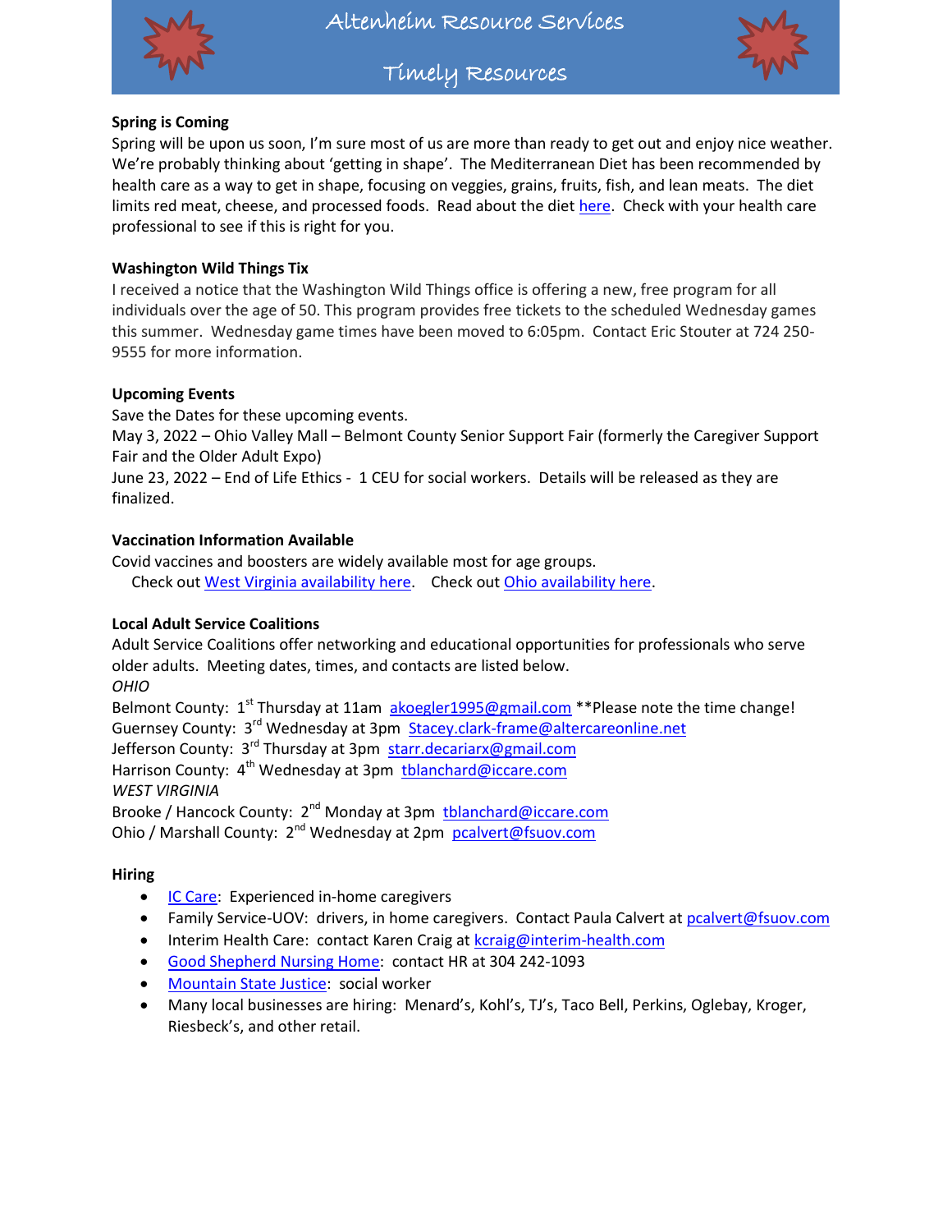# Altenheim Resource Services

## Timely Resources

**Spring is Coming**

Spring will be upon us soon, I'm sure most of us are more than ready to get out and enjoy nice weather. We're probably thinking about 'getting in shape'. The Mediterranean Diet has been recommended by health care as a way to get in shape, focusing on veggies, grains, fruits, fish, and lean meats. The diet limits red meat, cheese, and processed foods. Read about the diet here. Check with your health care professional to see if this is right for you.

**Washington Wild Things Tix**

I received a notice that the Washington Wild Things office is offering a new, free program for all individuals over the age of 50. This program provides free tickets to the scheduled Wednesday games this summer. Wednesday game times have been moved to 6:05pm. Contact Eric Stouter at 724 250-9555 for more information.

**Upcoming Events**

Save the Dates for these upcoming events.

May 3, 2022 – Ohio Valley Mall – Belmont County Senior Support Fair (formerly the Caregiver Support Fair and the Older Adult Expo)

June 23, 2022 – End of Life Ethics - 1 CEU for social workers. Details will be released as they are finalized.

**Vaccination Information Available**

Covid vaccines and boosters are widely available most for age groups.

Check out West Virginia availability here. Check out Ohio availability here.

**Local Adult Service Coalitions**

Adult Service Coalitions offer networking and educational opportunities for professionals who serve older adults. Meeting dates, times, and contacts are listed below.

*OHIO*

Belmont County: 1st Thursday at 11am akoegler1995@gmail.com **Please note the time change!

Guernsey County: 3rd Wednesday at 3pm Stacey.clark-frame@altercareonline.net

Jefferson County: 3rd Thursday at 3pm starr.decariarx@gmail.com

Harrison County: 4th Wednesday at 3pm tblanchard@iccare.com

*WEST VIRGINIA*

Brooke / Hancock County: 2nd Monday at 3pm tblanchard@iccare.com

Ohio / Marshall County: 2nd Wednesday at 2pm pcalvert@fsuov.com

**Hiring**

- IC Care: Experienced in-home caregivers
- Family Service-UOV: drivers, in home caregivers. Contact Paula Calvert at pcalvert@fsuov.com
- Interim Health Care: contact Karen Craig at kcraig@interim-health.com
- Good Shepherd Nursing Home: contact HR at 304 242-1093
- Mountain State Justice: social worker
- Many local businesses are hiring: Menard's, Kohl's, TJ's, Taco Bell, Perkins, Oglebay, Kroger, Riesbeck's, and other retail.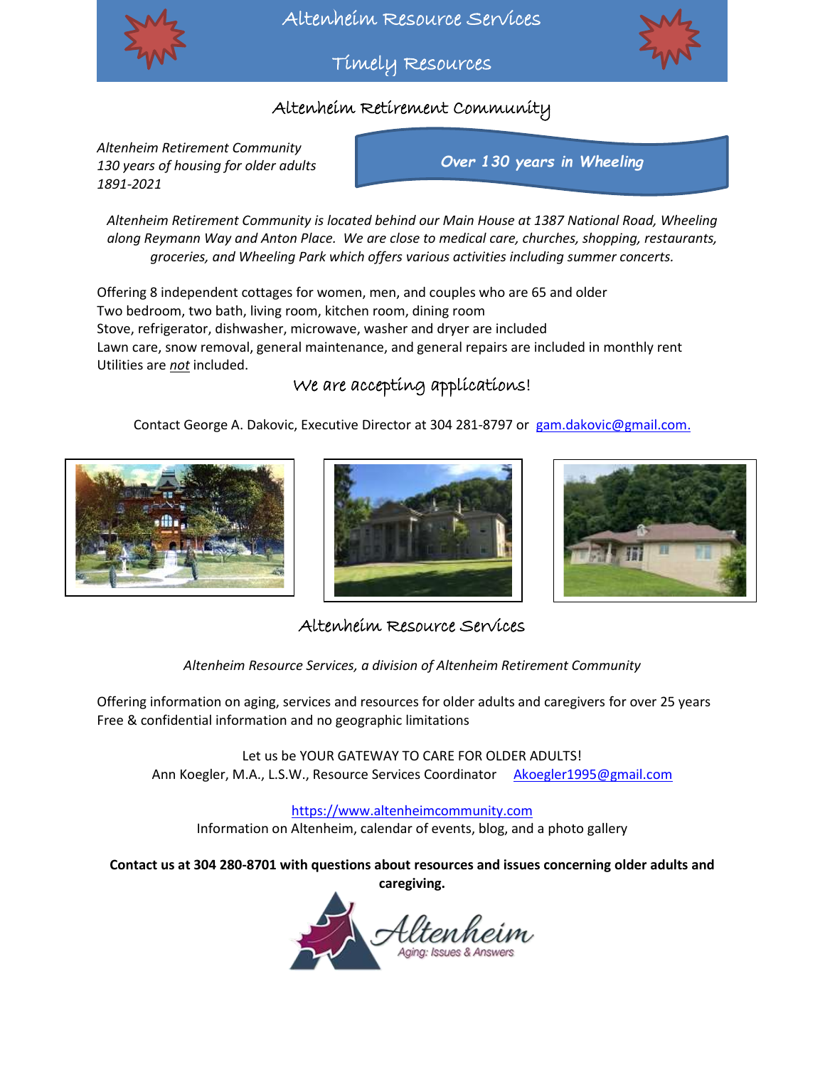# Altenheim Resource Services

## Timely Resources

## Altenheim Retirement Community

*Altenheim Retirement Community*
*130 years of housing for older adults*
*1891-2021*

***Over 130 years in Wheeling***

*Altenheim Retirement Community is located behind our Main House at 1387 National Road, Wheeling along Reymann Way and Anton Place. We are close to medical care, churches, shopping, restaurants, groceries, and Wheeling Park which offers various activities including summer concerts.*

Offering 8 independent cottages for women, men, and couples who are 65 and older
Two bedroom, two bath, living room, kitchen room, dining room
Stove, refrigerator, dishwasher, microwave, washer and dryer are included
Lawn care, snow removal, general maintenance, and general repairs are included in monthly rent
Utilities are *not* included.

### We are accepting applications!

Contact George A. Dakovic, Executive Director at 304 281-8797 or gam.dakovic@gmail.com.

## Altenheim Resource Services

*Altenheim Resource Services, a division of Altenheim Retirement Community*

Offering information on aging, services and resources for older adults and caregivers for over 25 years
Free & confidential information and no geographic limitations

Let us be YOUR GATEWAY TO CARE FOR OLDER ADULTS!
Ann Koegler, M.A., L.S.W., Resource Services Coordinator Akoegler1995@gmail.com

https://www.altenheimcommunity.com
Information on Altenheim, calendar of events, blog, and a photo gallery

**Contact us at 304 280-8701 with questions about resources and issues concerning older adults and caregiving.**

Altenheim
Aging: Issues & Answers